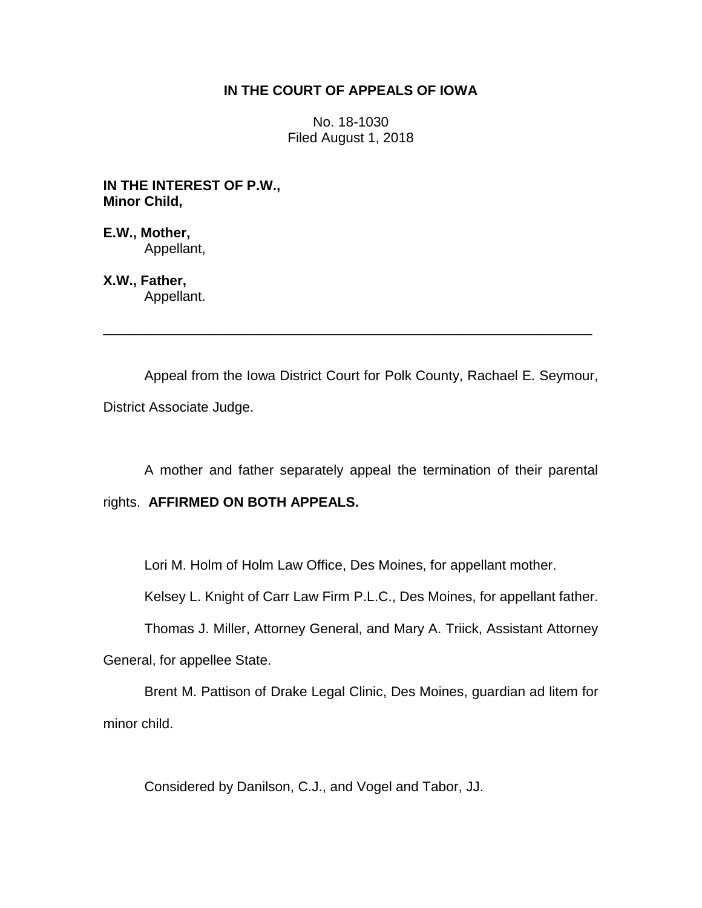# IN THE COURT OF APPEALS OF IOWA

No. 18-1030
Filed August 1, 2018

**IN THE INTEREST OF P.W., Minor Child,**

**E.W., Mother,**
Appellant,

**X.W., Father,**
Appellant.

---

Appeal from the Iowa District Court for Polk County, Rachael E. Seymour, District Associate Judge.

A mother and father separately appeal the termination of their parental rights. **AFFIRMED ON BOTH APPEALS.**

Lori M. Holm of Holm Law Office, Des Moines, for appellant mother.

Kelsey L. Knight of Carr Law Firm P.L.C., Des Moines, for appellant father.

Thomas J. Miller, Attorney General, and Mary A. Triick, Assistant Attorney General, for appellee State.

Brent M. Pattison of Drake Legal Clinic, Des Moines, guardian ad litem for minor child.

Considered by Danilson, C.J., and Vogel and Tabor, JJ.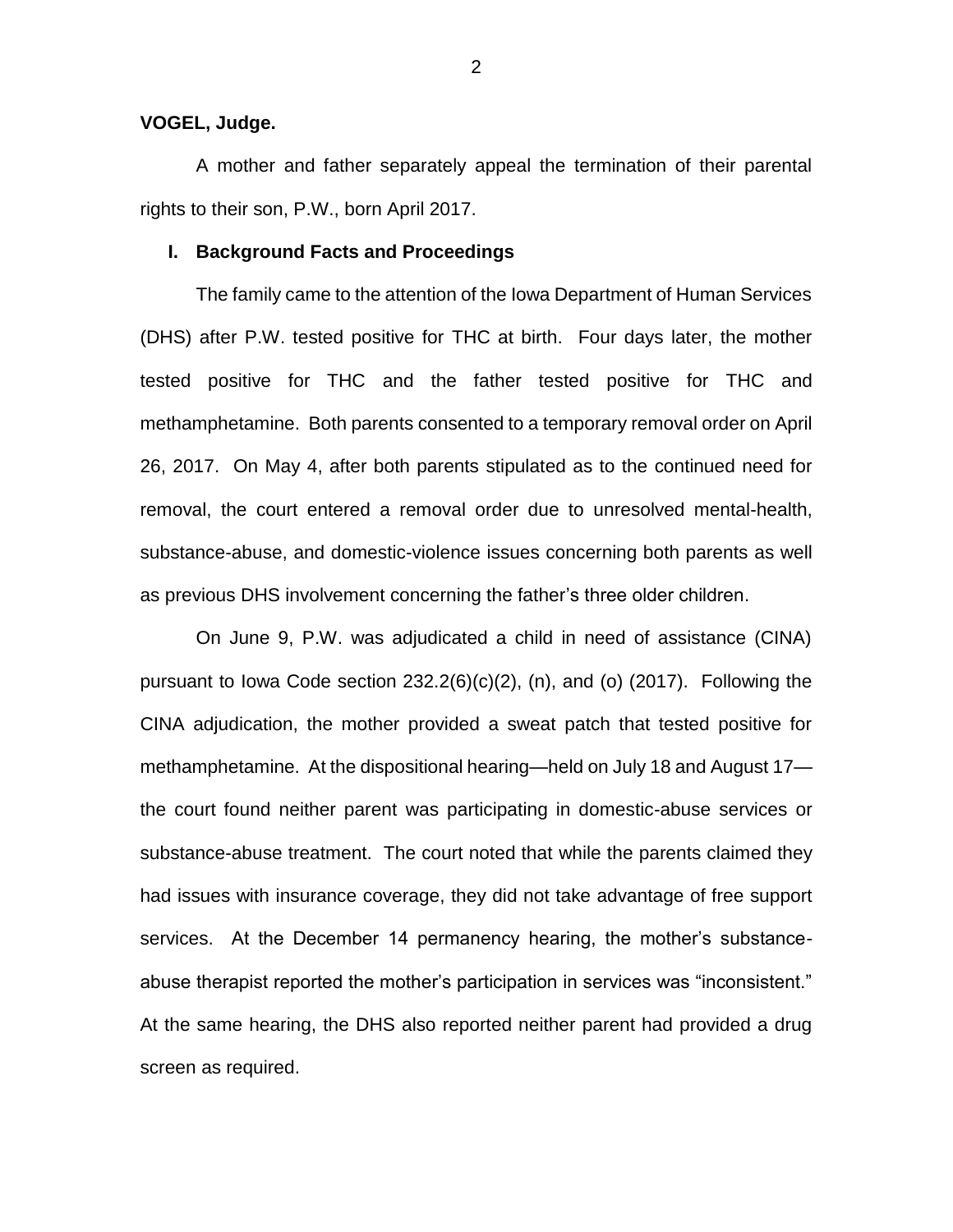**VOGEL, Judge.**

A mother and father separately appeal the termination of their parental rights to their son, P.W., born April 2017.

## I. Background Facts and Proceedings

The family came to the attention of the Iowa Department of Human Services (DHS) after P.W. tested positive for THC at birth. Four days later, the mother tested positive for THC and the father tested positive for THC and methamphetamine. Both parents consented to a temporary removal order on April 26, 2017. On May 4, after both parents stipulated as to the continued need for removal, the court entered a removal order due to unresolved mental-health, substance-abuse, and domestic-violence issues concerning both parents as well as previous DHS involvement concerning the father's three older children.

On June 9, P.W. was adjudicated a child in need of assistance (CINA) pursuant to Iowa Code section 232.2(6)(c)(2), (n), and (o) (2017). Following the CINA adjudication, the mother provided a sweat patch that tested positive for methamphetamine. At the dispositional hearing—held on July 18 and August 17—the court found neither parent was participating in domestic-abuse services or substance-abuse treatment. The court noted that while the parents claimed they had issues with insurance coverage, they did not take advantage of free support services. At the December 14 permanency hearing, the mother's substance-abuse therapist reported the mother's participation in services was "inconsistent." At the same hearing, the DHS also reported neither parent had provided a drug screen as required.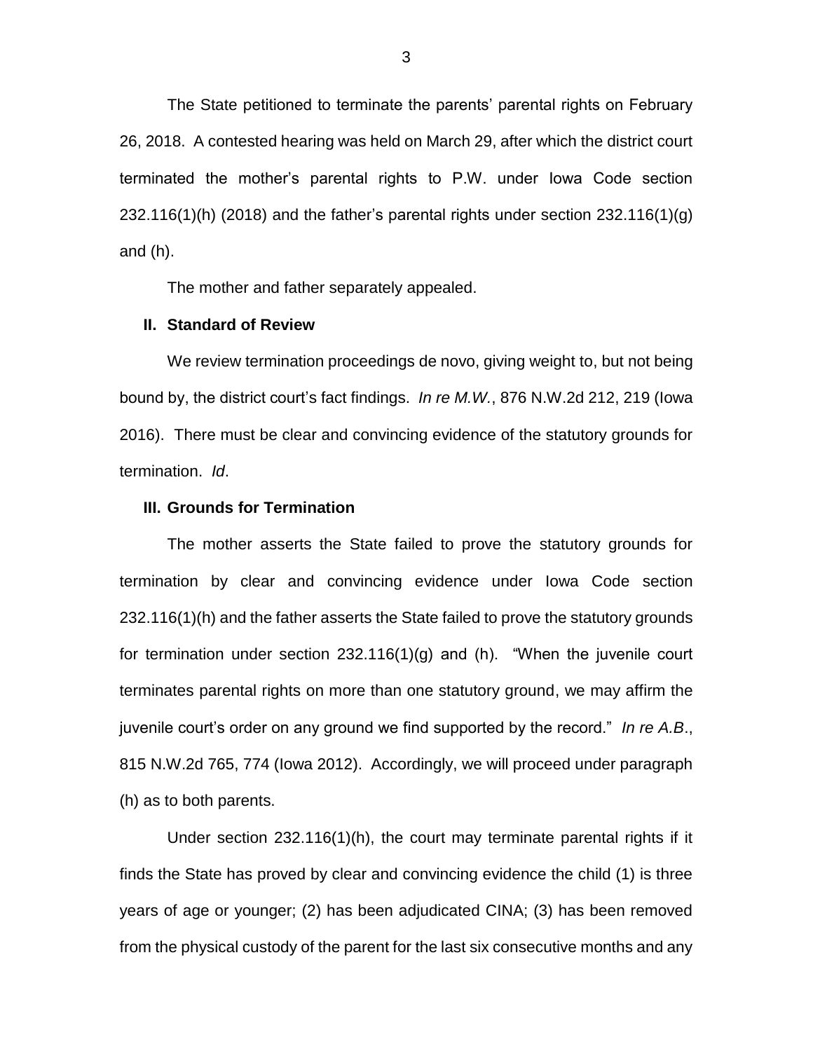The State petitioned to terminate the parents' parental rights on February 26, 2018. A contested hearing was held on March 29, after which the district court terminated the mother's parental rights to P.W. under Iowa Code section 232.116(1)(h) (2018) and the father's parental rights under section 232.116(1)(g) and (h).

The mother and father separately appealed.

## II. Standard of Review

We review termination proceedings de novo, giving weight to, but not being bound by, the district court's fact findings. *In re M.W.*, 876 N.W.2d 212, 219 (Iowa 2016). There must be clear and convincing evidence of the statutory grounds for termination. *Id*.

## III. Grounds for Termination

The mother asserts the State failed to prove the statutory grounds for termination by clear and convincing evidence under Iowa Code section 232.116(1)(h) and the father asserts the State failed to prove the statutory grounds for termination under section 232.116(1)(g) and (h). "When the juvenile court terminates parental rights on more than one statutory ground, we may affirm the juvenile court's order on any ground we find supported by the record." *In re A.B*., 815 N.W.2d 765, 774 (Iowa 2012). Accordingly, we will proceed under paragraph (h) as to both parents.

Under section 232.116(1)(h), the court may terminate parental rights if it finds the State has proved by clear and convincing evidence the child (1) is three years of age or younger; (2) has been adjudicated CINA; (3) has been removed from the physical custody of the parent for the last six consecutive months and any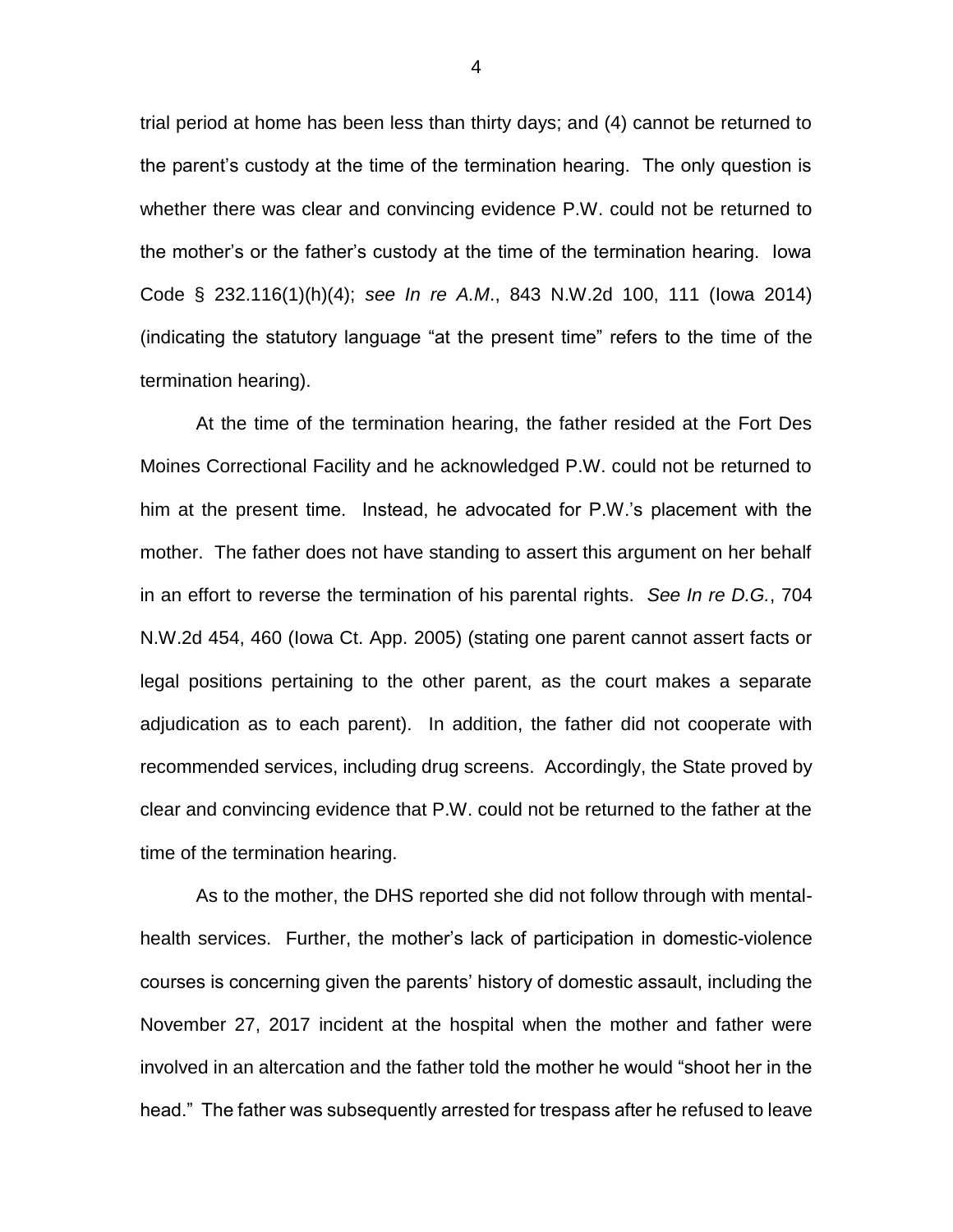trial period at home has been less than thirty days; and (4) cannot be returned to the parent's custody at the time of the termination hearing. The only question is whether there was clear and convincing evidence P.W. could not be returned to the mother's or the father's custody at the time of the termination hearing. Iowa Code § 232.116(1)(h)(4); *see In re A.M.*, 843 N.W.2d 100, 111 (Iowa 2014) (indicating the statutory language "at the present time" refers to the time of the termination hearing).

At the time of the termination hearing, the father resided at the Fort Des Moines Correctional Facility and he acknowledged P.W. could not be returned to him at the present time. Instead, he advocated for P.W.'s placement with the mother. The father does not have standing to assert this argument on her behalf in an effort to reverse the termination of his parental rights. *See In re D.G.*, 704 N.W.2d 454, 460 (Iowa Ct. App. 2005) (stating one parent cannot assert facts or legal positions pertaining to the other parent, as the court makes a separate adjudication as to each parent). In addition, the father did not cooperate with recommended services, including drug screens. Accordingly, the State proved by clear and convincing evidence that P.W. could not be returned to the father at the time of the termination hearing.

As to the mother, the DHS reported she did not follow through with mental-health services. Further, the mother's lack of participation in domestic-violence courses is concerning given the parents' history of domestic assault, including the November 27, 2017 incident at the hospital when the mother and father were involved in an altercation and the father told the mother he would "shoot her in the head." The father was subsequently arrested for trespass after he refused to leave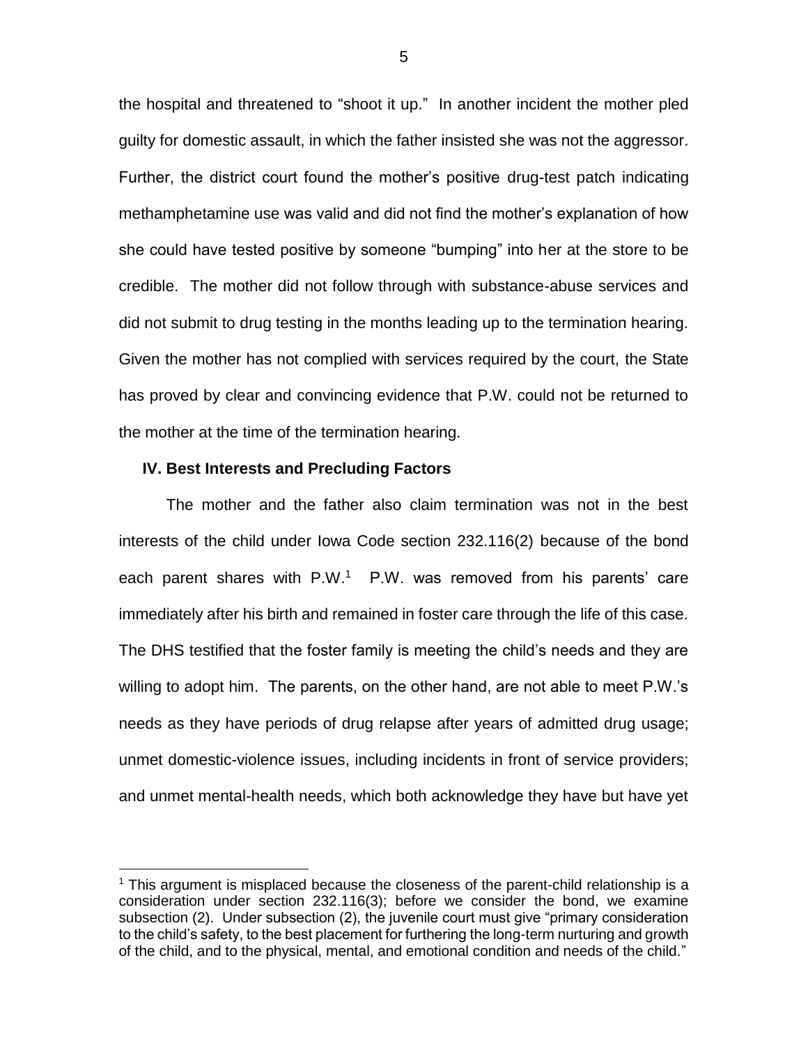the hospital and threatened to "shoot it up." In another incident the mother pled guilty for domestic assault, in which the father insisted she was not the aggressor. Further, the district court found the mother's positive drug-test patch indicating methamphetamine use was valid and did not find the mother's explanation of how she could have tested positive by someone "bumping" into her at the store to be credible. The mother did not follow through with substance-abuse services and did not submit to drug testing in the months leading up to the termination hearing. Given the mother has not complied with services required by the court, the State has proved by clear and convincing evidence that P.W. could not be returned to the mother at the time of the termination hearing.

**IV. Best Interests and Precluding Factors**

The mother and the father also claim termination was not in the best interests of the child under Iowa Code section 232.116(2) because of the bond each parent shares with P.W.[1] P.W. was removed from his parents' care immediately after his birth and remained in foster care through the life of this case. The DHS testified that the foster family is meeting the child's needs and they are willing to adopt him. The parents, on the other hand, are not able to meet P.W.'s needs as they have periods of drug relapse after years of admitted drug usage; unmet domestic-violence issues, including incidents in front of service providers; and unmet mental-health needs, which both acknowledge they have but have yet

[1] This argument is misplaced because the closeness of the parent-child relationship is a consideration under section 232.116(3); before we consider the bond, we examine subsection (2). Under subsection (2), the juvenile court must give "primary consideration to the child's safety, to the best placement for furthering the long-term nurturing and growth of the child, and to the physical, mental, and emotional condition and needs of the child."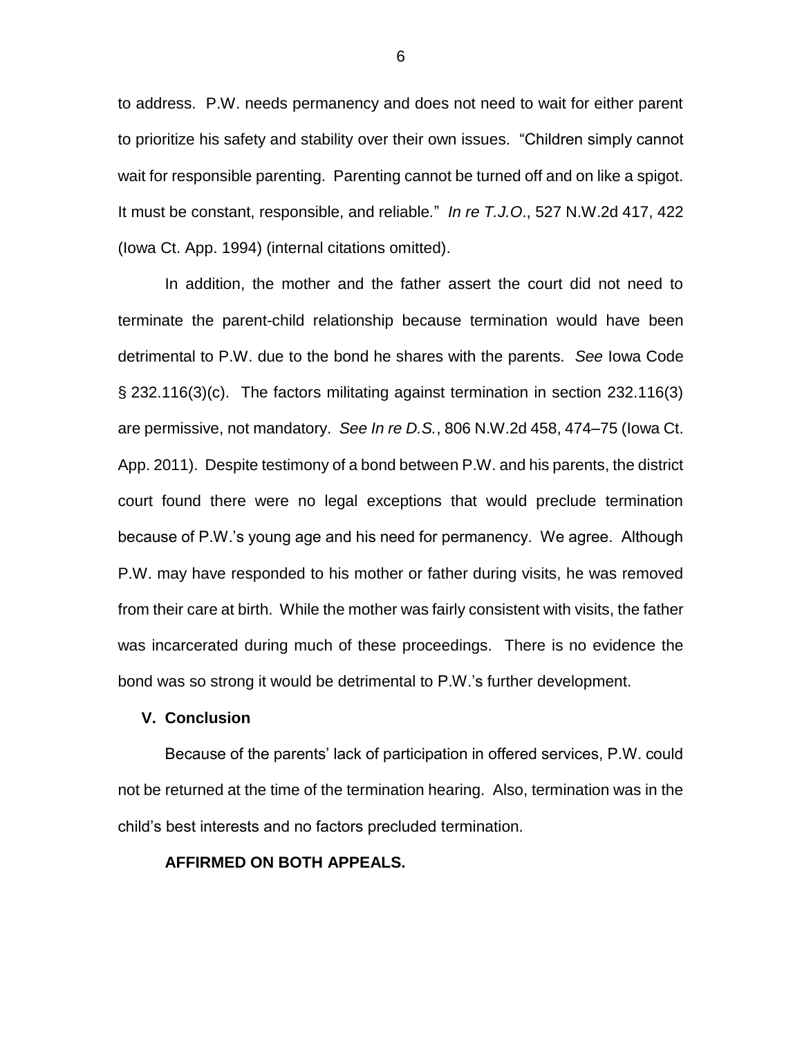to address. P.W. needs permanency and does not need to wait for either parent to prioritize his safety and stability over their own issues. "Children simply cannot wait for responsible parenting. Parenting cannot be turned off and on like a spigot. It must be constant, responsible, and reliable." *In re T.J.O.*, 527 N.W.2d 417, 422 (Iowa Ct. App. 1994) (internal citations omitted).

In addition, the mother and the father assert the court did not need to terminate the parent-child relationship because termination would have been detrimental to P.W. due to the bond he shares with the parents. *See* Iowa Code § 232.116(3)(c). The factors militating against termination in section 232.116(3) are permissive, not mandatory. *See In re D.S.*, 806 N.W.2d 458, 474–75 (Iowa Ct. App. 2011). Despite testimony of a bond between P.W. and his parents, the district court found there were no legal exceptions that would preclude termination because of P.W.'s young age and his need for permanency. We agree. Although P.W. may have responded to his mother or father during visits, he was removed from their care at birth. While the mother was fairly consistent with visits, the father was incarcerated during much of these proceedings. There is no evidence the bond was so strong it would be detrimental to P.W.'s further development.

## V. Conclusion

Because of the parents' lack of participation in offered services, P.W. could not be returned at the time of the termination hearing. Also, termination was in the child's best interests and no factors precluded termination.

**AFFIRMED ON BOTH APPEALS.**